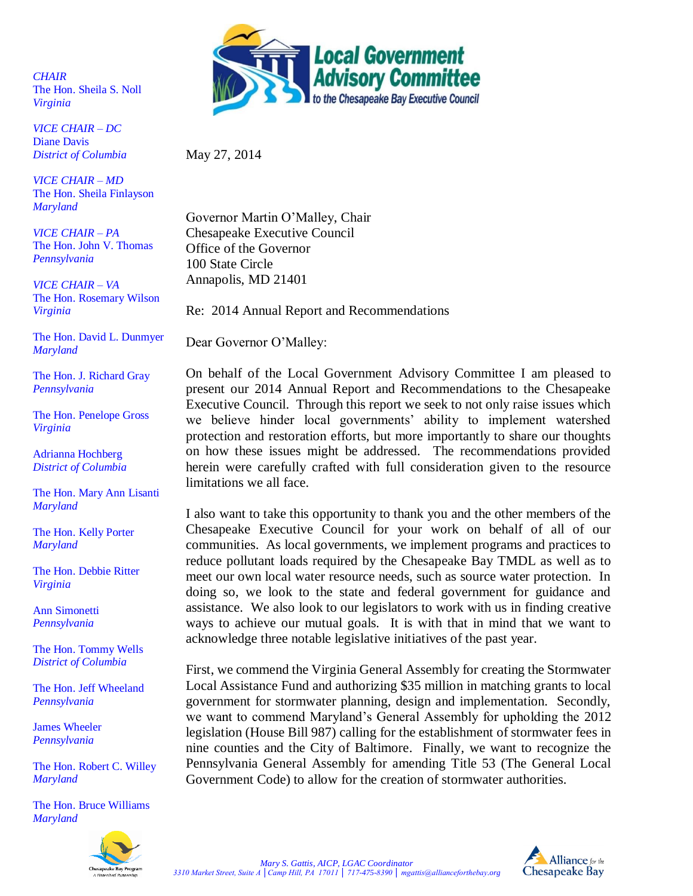**Local Government Advisory Committee**
to the Chesapeake Bay Executive Council

*CHAIR*
The Hon. Sheila S. Noll
*Virginia*

*VICE CHAIR – DC*
Diane Davis
*District of Columbia*

*VICE CHAIR – MD*
The Hon. Sheila Finlayson
*Maryland*

*VICE CHAIR – PA*
The Hon. John V. Thomas
*Pennsylvania*

*VICE CHAIR – VA*
The Hon. Rosemary Wilson
*Virginia*

The Hon. David L. Dunmyer
*Maryland*

The Hon. J. Richard Gray
*Pennsylvania*

The Hon. Penelope Gross
*Virginia*

Adrianna Hochberg
*District of Columbia*

The Hon. Mary Ann Lisanti
*Maryland*

The Hon. Kelly Porter
*Maryland*

The Hon. Debbie Ritter
*Virginia*

Ann Simonetti
*Pennsylvania*

The Hon. Tommy Wells
*District of Columbia*

The Hon. Jeff Wheeland
*Pennsylvania*

James Wheeler
*Pennsylvania*

The Hon. Robert C. Willey
*Maryland*

The Hon. Bruce Williams
*Maryland*

May 27, 2014

Governor Martin O'Malley, Chair
Chesapeake Executive Council
Office of the Governor
100 State Circle
Annapolis, MD 21401

Re: 2014 Annual Report and Recommendations

Dear Governor O'Malley:

On behalf of the Local Government Advisory Committee I am pleased to present our 2014 Annual Report and Recommendations to the Chesapeake Executive Council. Through this report we seek to not only raise issues which we believe hinder local governments' ability to implement watershed protection and restoration efforts, but more importantly to share our thoughts on how these issues might be addressed. The recommendations provided herein were carefully crafted with full consideration given to the resource limitations we all face.

I also want to take this opportunity to thank you and the other members of the Chesapeake Executive Council for your work on behalf of all of our communities. As local governments, we implement programs and practices to reduce pollutant loads required by the Chesapeake Bay TMDL as well as to meet our own local water resource needs, such as source water protection. In doing so, we look to the state and federal government for guidance and assistance. We also look to our legislators to work with us in finding creative ways to achieve our mutual goals. It is with that in mind that we want to acknowledge three notable legislative initiatives of the past year.

First, we commend the Virginia General Assembly for creating the Stormwater Local Assistance Fund and authorizing $35 million in matching grants to local government for stormwater planning, design and implementation. Secondly, we want to commend Maryland's General Assembly for upholding the 2012 legislation (House Bill 987) calling for the establishment of stormwater fees in nine counties and the City of Baltimore. Finally, we want to recognize the Pennsylvania General Assembly for amending Title 53 (The General Local Government Code) to allow for the creation of stormwater authorities.

*Mary S. Gattis, AICP, LGAC Coordinator*
*3310 Market Street, Suite A | Camp Hill, PA 17011 | 717-475-8390 | mgattis@allianceforthebay.org*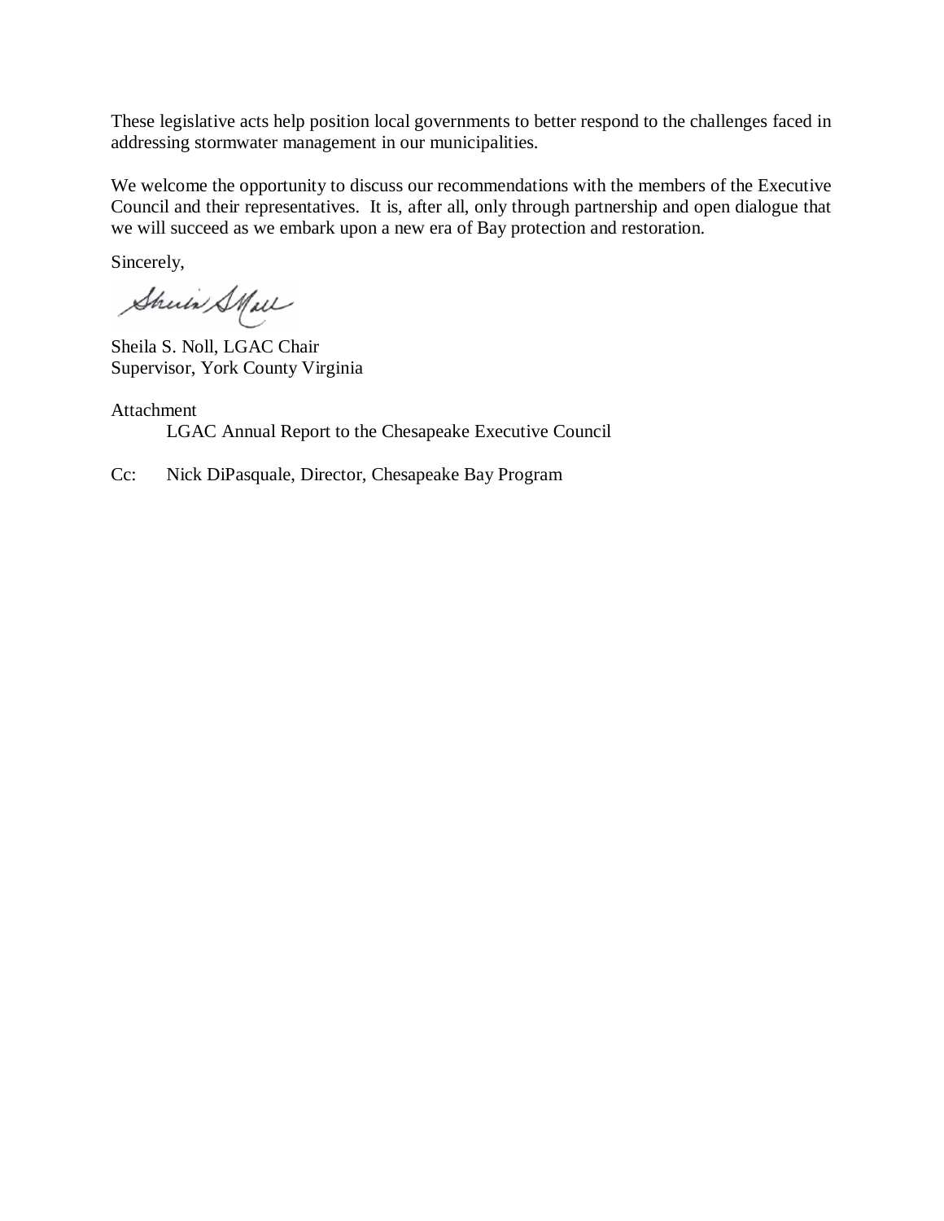These legislative acts help position local governments to better respond to the challenges faced in addressing stormwater management in our municipalities.

We welcome the opportunity to discuss our recommendations with the members of the Executive Council and their representatives. It is, after all, only through partnership and open dialogue that we will succeed as we embark upon a new era of Bay protection and restoration.

Sincerely,

Sheila S. Noll, LGAC Chair
Supervisor, York County Virginia

Attachment
LGAC Annual Report to the Chesapeake Executive Council

Cc: Nick DiPasquale, Director, Chesapeake Bay Program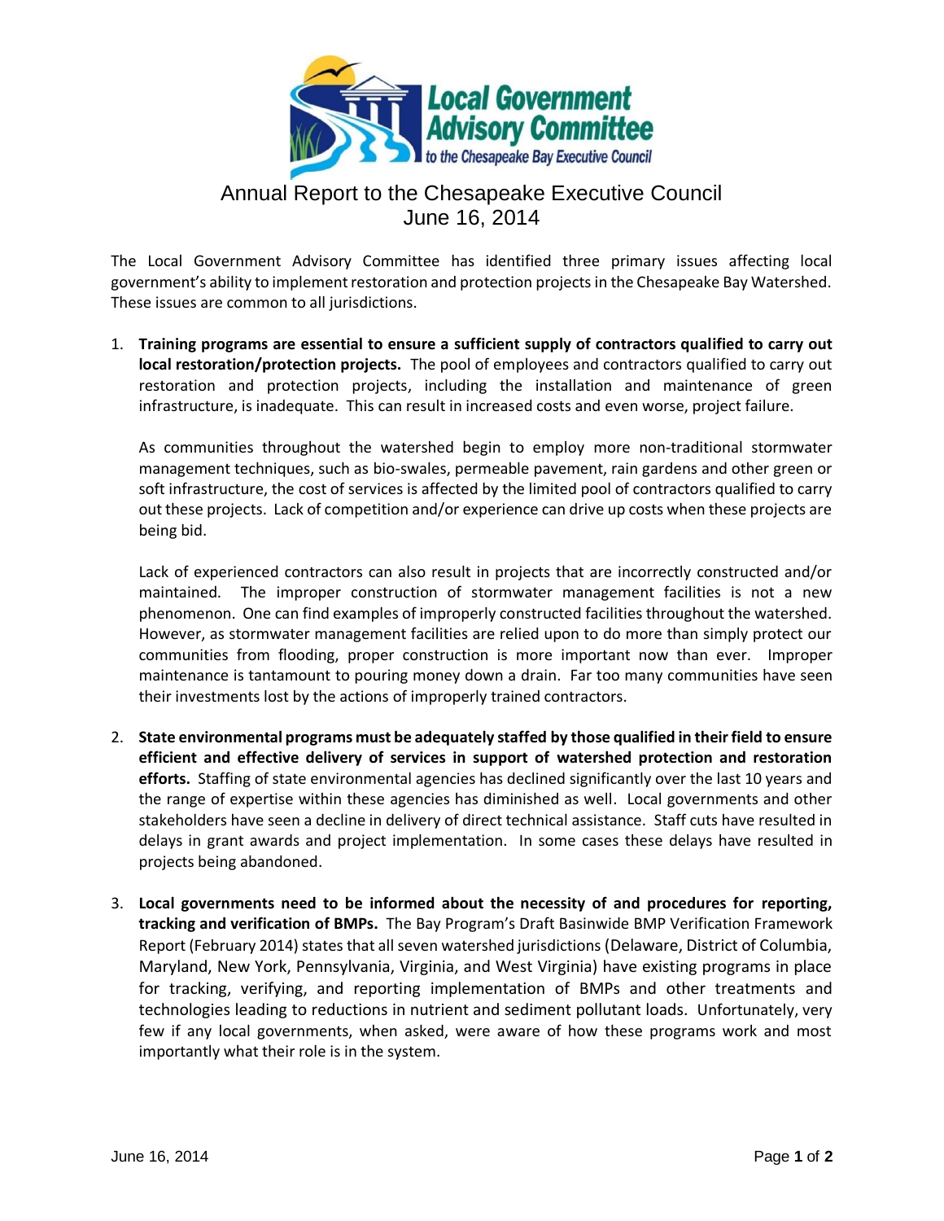# Annual Report to the Chesapeake Executive Council

## June 16, 2014

The Local Government Advisory Committee has identified three primary issues affecting local government's ability to implement restoration and protection projects in the Chesapeake Bay Watershed. These issues are common to all jurisdictions.

1. **Training programs are essential to ensure a sufficient supply of contractors qualified to carry out local restoration/protection projects.** The pool of employees and contractors qualified to carry out restoration and protection projects, including the installation and maintenance of green infrastructure, is inadequate. This can result in increased costs and even worse, project failure.

   As communities throughout the watershed begin to employ more non-traditional stormwater management techniques, such as bio-swales, permeable pavement, rain gardens and other green or soft infrastructure, the cost of services is affected by the limited pool of contractors qualified to carry out these projects. Lack of competition and/or experience can drive up costs when these projects are being bid.

   Lack of experienced contractors can also result in projects that are incorrectly constructed and/or maintained. The improper construction of stormwater management facilities is not a new phenomenon. One can find examples of improperly constructed facilities throughout the watershed. However, as stormwater management facilities are relied upon to do more than simply protect our communities from flooding, proper construction is more important now than ever. Improper maintenance is tantamount to pouring money down a drain. Far too many communities have seen their investments lost by the actions of improperly trained contractors.

2. **State environmental programs must be adequately staffed by those qualified in their field to ensure efficient and effective delivery of services in support of watershed protection and restoration efforts.** Staffing of state environmental agencies has declined significantly over the last 10 years and the range of expertise within these agencies has diminished as well. Local governments and other stakeholders have seen a decline in delivery of direct technical assistance. Staff cuts have resulted in delays in grant awards and project implementation. In some cases these delays have resulted in projects being abandoned.

3. **Local governments need to be informed about the necessity of and procedures for reporting, tracking and verification of BMPs.** The Bay Program's Draft Basinwide BMP Verification Framework Report (February 2014) states that all seven watershed jurisdictions (Delaware, District of Columbia, Maryland, New York, Pennsylvania, Virginia, and West Virginia) have existing programs in place for tracking, verifying, and reporting implementation of BMPs and other treatments and technologies leading to reductions in nutrient and sediment pollutant loads. Unfortunately, very few if any local governments, when asked, were aware of how these programs work and most importantly what their role is in the system.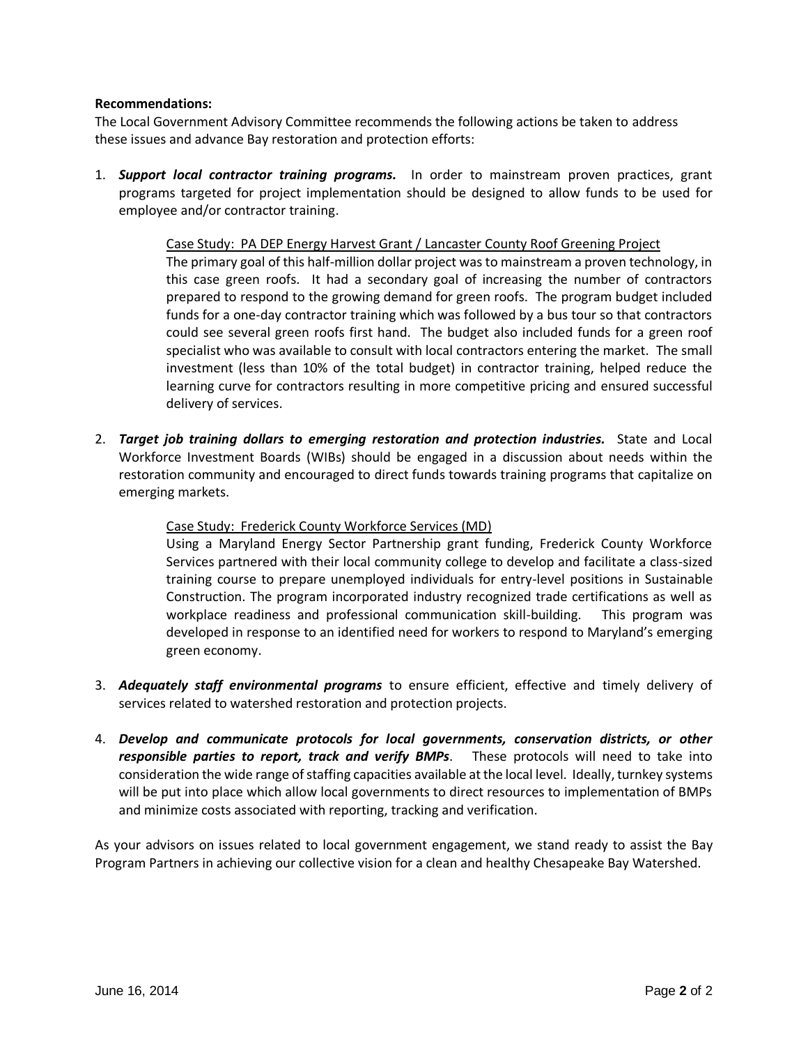**Recommendations:**

The Local Government Advisory Committee recommends the following actions be taken to address these issues and advance Bay restoration and protection efforts:

1. ***Support local contractor training programs.*** In order to mainstream proven practices, grant programs targeted for project implementation should be designed to allow funds to be used for employee and/or contractor training.

   Case Study: PA DEP Energy Harvest Grant / Lancaster County Roof Greening Project

   The primary goal of this half-million dollar project was to mainstream a proven technology, in this case green roofs. It had a secondary goal of increasing the number of contractors prepared to respond to the growing demand for green roofs. The program budget included funds for a one-day contractor training which was followed by a bus tour so that contractors could see several green roofs first hand. The budget also included funds for a green roof specialist who was available to consult with local contractors entering the market. The small investment (less than 10% of the total budget) in contractor training, helped reduce the learning curve for contractors resulting in more competitive pricing and ensured successful delivery of services.

2. ***Target job training dollars to emerging restoration and protection industries.*** State and Local Workforce Investment Boards (WIBs) should be engaged in a discussion about needs within the restoration community and encouraged to direct funds towards training programs that capitalize on emerging markets.

   Case Study: Frederick County Workforce Services (MD)

   Using a Maryland Energy Sector Partnership grant funding, Frederick County Workforce Services partnered with their local community college to develop and facilitate a class-sized training course to prepare unemployed individuals for entry-level positions in Sustainable Construction. The program incorporated industry recognized trade certifications as well as workplace readiness and professional communication skill-building. This program was developed in response to an identified need for workers to respond to Maryland's emerging green economy.

3. ***Adequately staff environmental programs*** to ensure efficient, effective and timely delivery of services related to watershed restoration and protection projects.

4. ***Develop and communicate protocols for local governments, conservation districts, or other responsible parties to report, track and verify BMPs***. These protocols will need to take into consideration the wide range of staffing capacities available at the local level. Ideally, turnkey systems will be put into place which allow local governments to direct resources to implementation of BMPs and minimize costs associated with reporting, tracking and verification.

As your advisors on issues related to local government engagement, we stand ready to assist the Bay Program Partners in achieving our collective vision for a clean and healthy Chesapeake Bay Watershed.

June 16, 2014